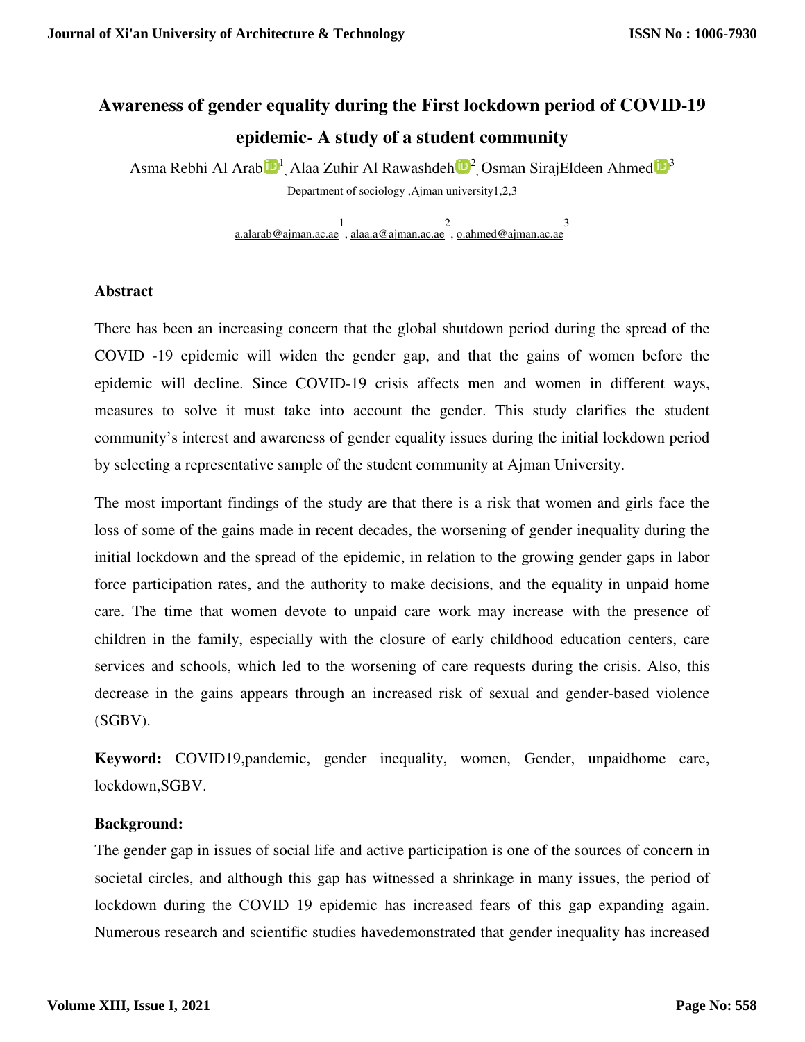# Awareness of gender equality during the First lockdown period of COVID-19 epidemic- A study of a student community

Asma Rebhi Al Arab[1], Alaa Zuhir Al Rawashdeh[2], Osman SirajEldeen Ahmed[3]

Department of sociology ,Ajman university1,2,3

a.alarab@ajman.ac.ae[1], alaa.a@ajman.ac.ae[2], o.ahmed@ajman.ac.ae[3]

## Abstract

There has been an increasing concern that the global shutdown period during the spread of the COVID -19 epidemic will widen the gender gap, and that the gains of women before the epidemic will decline. Since COVID-19 crisis affects men and women in different ways, measures to solve it must take into account the gender. This study clarifies the student community's interest and awareness of gender equality issues during the initial lockdown period by selecting a representative sample of the student community at Ajman University.

The most important findings of the study are that there is a risk that women and girls face the loss of some of the gains made in recent decades, the worsening of gender inequality during the initial lockdown and the spread of the epidemic, in relation to the growing gender gaps in labor force participation rates, and the authority to make decisions, and the equality in unpaid home care. The time that women devote to unpaid care work may increase with the presence of children in the family, especially with the closure of early childhood education centers, care services and schools, which led to the worsening of care requests during the crisis. Also, this decrease in the gains appears through an increased risk of sexual and gender-based violence (SGBV).

**Keyword:** COVID19,pandemic, gender inequality, women, Gender, unpaidhome care, lockdown,SGBV.

## Background:

The gender gap in issues of social life and active participation is one of the sources of concern in societal circles, and although this gap has witnessed a shrinkage in many issues, the period of lockdown during the COVID 19 epidemic has increased fears of this gap expanding again. Numerous research and scientific studies havedemonstrated that gender inequality has increased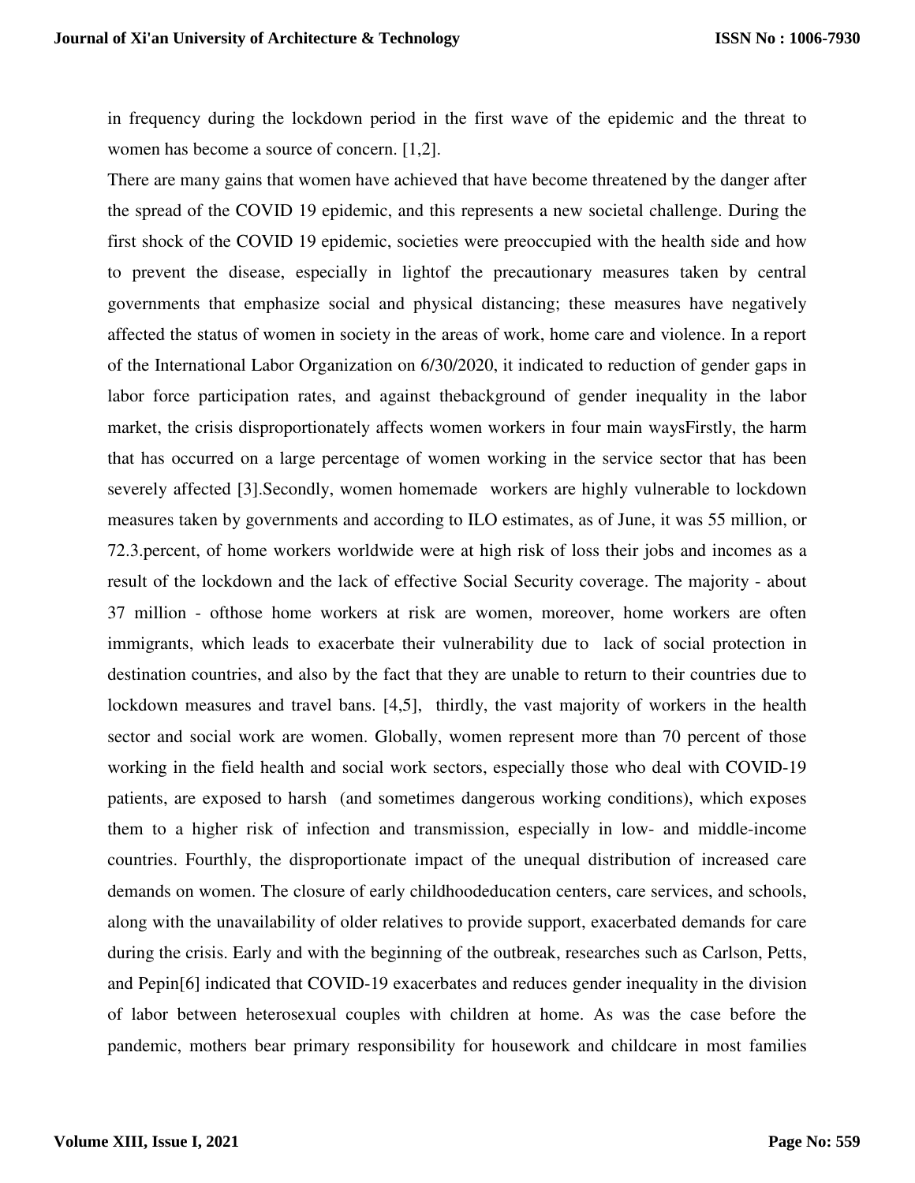in frequency during the lockdown period in the first wave of the epidemic and the threat to women has become a source of concern. [1,2].

There are many gains that women have achieved that have become threatened by the danger after the spread of the COVID 19 epidemic, and this represents a new societal challenge. During the first shock of the COVID 19 epidemic, societies were preoccupied with the health side and how to prevent the disease, especially in lightof the precautionary measures taken by central governments that emphasize social and physical distancing; these measures have negatively affected the status of women in society in the areas of work, home care and violence. In a report of the International Labor Organization on 6/30/2020, it indicated to reduction of gender gaps in labor force participation rates, and against thebackground of gender inequality in the labor market, the crisis disproportionately affects women workers in four main waysFirstly, the harm that has occurred on a large percentage of women working in the service sector that has been severely affected [3].Secondly, women homemade workers are highly vulnerable to lockdown measures taken by governments and according to ILO estimates, as of June, it was 55 million, or 72.3.percent, of home workers worldwide were at high risk of loss their jobs and incomes as a result of the lockdown and the lack of effective Social Security coverage. The majority - about 37 million - ofthose home workers at risk are women, moreover, home workers are often immigrants, which leads to exacerbate their vulnerability due to lack of social protection in destination countries, and also by the fact that they are unable to return to their countries due to lockdown measures and travel bans. [4,5], thirdly, the vast majority of workers in the health sector and social work are women. Globally, women represent more than 70 percent of those working in the field health and social work sectors, especially those who deal with COVID-19 patients, are exposed to harsh (and sometimes dangerous working conditions), which exposes them to a higher risk of infection and transmission, especially in low- and middle-income countries. Fourthly, the disproportionate impact of the unequal distribution of increased care demands on women. The closure of early childhoodeducation centers, care services, and schools, along with the unavailability of older relatives to provide support, exacerbated demands for care during the crisis. Early and with the beginning of the outbreak, researches such as Carlson, Petts, and Pepin[6] indicated that COVID-19 exacerbates and reduces gender inequality in the division of labor between heterosexual couples with children at home. As was the case before the pandemic, mothers bear primary responsibility for housework and childcare in most families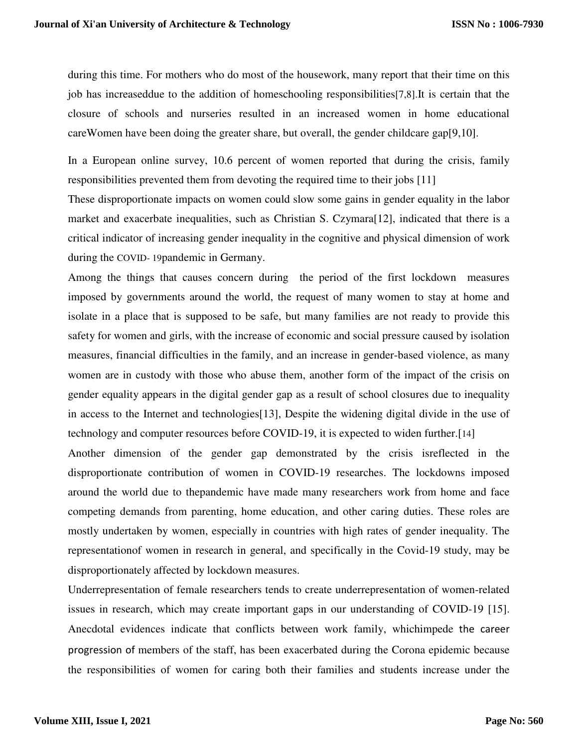during this time. For mothers who do most of the housework, many report that their time on this job has increaseddue to the addition of homeschooling responsibilities[7,8].It is certain that the closure of schools and nurseries resulted in an increased women in home educational careWomen have been doing the greater share, but overall, the gender childcare gap[9,10].

In a European online survey, 10.6 percent of women reported that during the crisis, family responsibilities prevented them from devoting the required time to their jobs [11]

These disproportionate impacts on women could slow some gains in gender equality in the labor market and exacerbate inequalities, such as Christian S. Czymara[12], indicated that there is a critical indicator of increasing gender inequality in the cognitive and physical dimension of work during the COVID- 19pandemic in Germany.

Among the things that causes concern during the period of the first lockdown measures imposed by governments around the world, the request of many women to stay at home and isolate in a place that is supposed to be safe, but many families are not ready to provide this safety for women and girls, with the increase of economic and social pressure caused by isolation measures, financial difficulties in the family, and an increase in gender-based violence, as many women are in custody with those who abuse them, another form of the impact of the crisis on gender equality appears in the digital gender gap as a result of school closures due to inequality in access to the Internet and technologies[13], Despite the widening digital divide in the use of technology and computer resources before COVID-19, it is expected to widen further.[14]

Another dimension of the gender gap demonstrated by the crisis isreflected in the disproportionate contribution of women in COVID-19 researches. The lockdowns imposed around the world due to thepandemic have made many researchers work from home and face competing demands from parenting, home education, and other caring duties. These roles are mostly undertaken by women, especially in countries with high rates of gender inequality. The representationof women in research in general, and specifically in the Covid-19 study, may be disproportionately affected by lockdown measures.

Underrepresentation of female researchers tends to create underrepresentation of women-related issues in research, which may create important gaps in our understanding of COVID-19 [15]. Anecdotal evidences indicate that conflicts between work family, whichimpede the career progression of members of the staff, has been exacerbated during the Corona epidemic because the responsibilities of women for caring both their families and students increase under the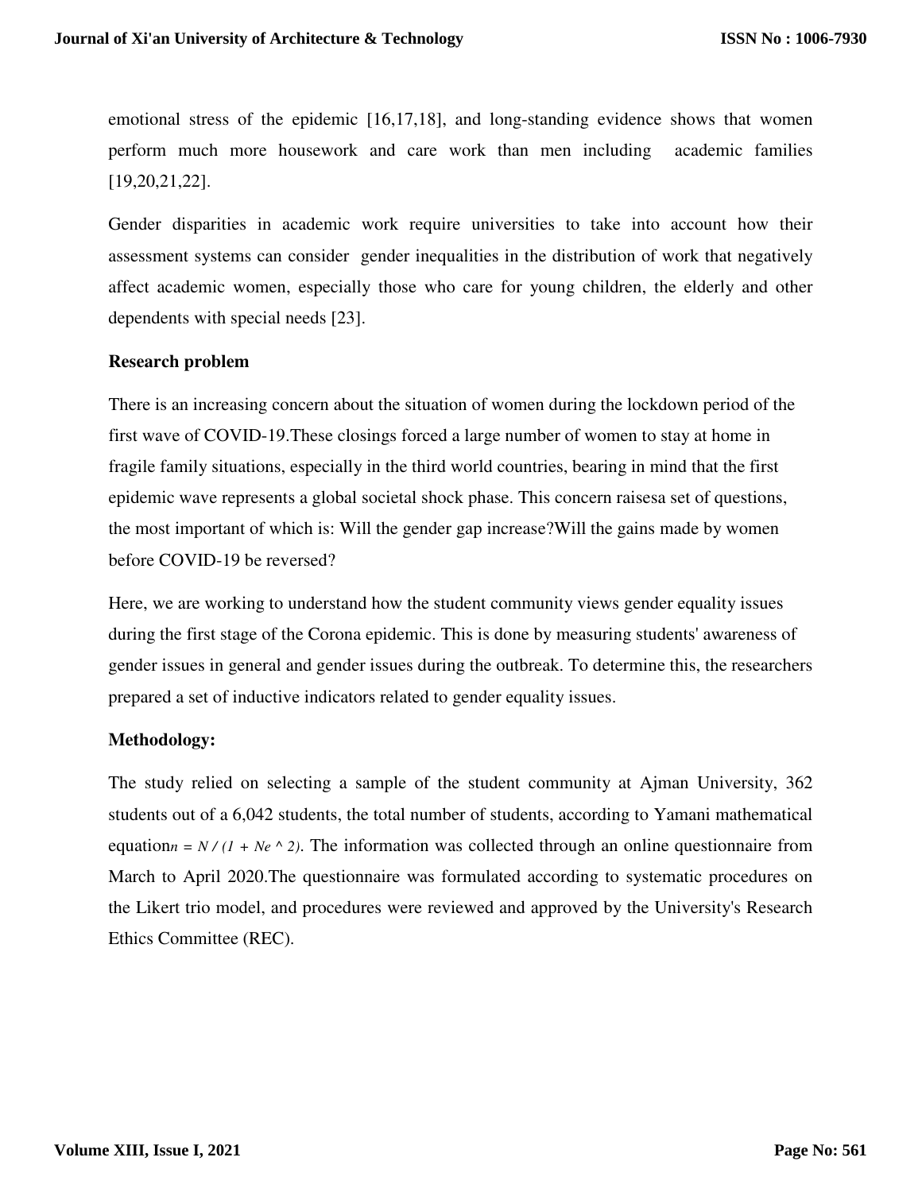emotional stress of the epidemic [16,17,18], and long-standing evidence shows that women perform much more housework and care work than men including academic families [19,20,21,22].

Gender disparities in academic work require universities to take into account how their assessment systems can consider gender inequalities in the distribution of work that negatively affect academic women, especially those who care for young children, the elderly and other dependents with special needs [23].

**Research problem**

There is an increasing concern about the situation of women during the lockdown period of the first wave of COVID-19.These closings forced a large number of women to stay at home in fragile family situations, especially in the third world countries, bearing in mind that the first epidemic wave represents a global societal shock phase. This concern raisesa set of questions, the most important of which is: Will the gender gap increase?Will the gains made by women before COVID-19 be reversed?

Here, we are working to understand how the student community views gender equality issues during the first stage of the Corona epidemic. This is done by measuring students' awareness of gender issues in general and gender issues during the outbreak. To determine this, the researchers prepared a set of inductive indicators related to gender equality issues.

**Methodology:**

The study relied on selecting a sample of the student community at Ajman University, 362 students out of a 6,042 students, the total number of students, according to Yamani mathematical equation$n = N / (1 + Ne^2)$. The information was collected through an online questionnaire from March to April 2020.The questionnaire was formulated according to systematic procedures on the Likert trio model, and procedures were reviewed and approved by the University's Research Ethics Committee (REC).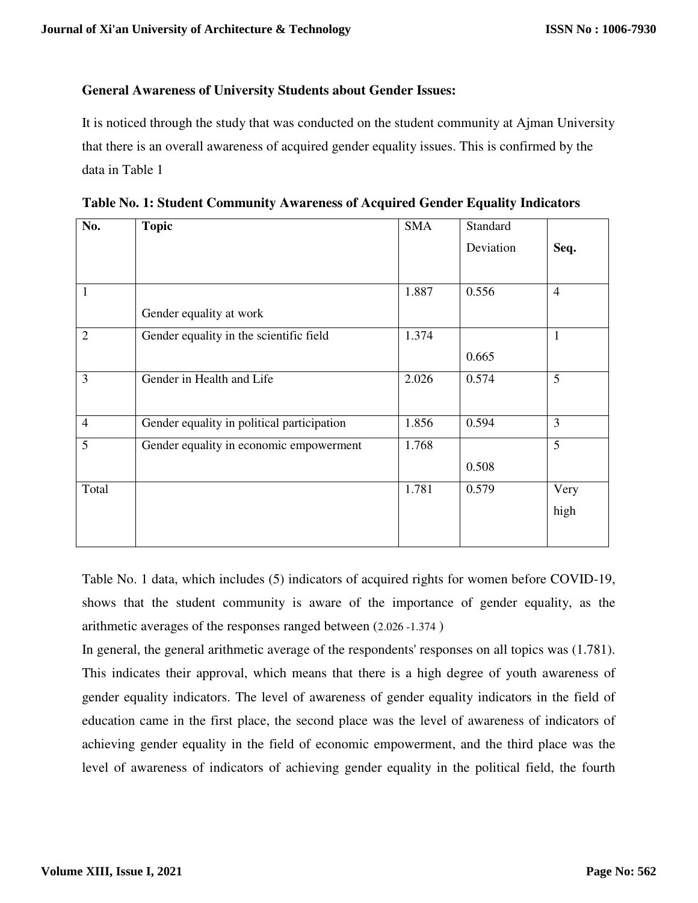### General Awareness of University Students about Gender Issues:

It is noticed through the study that was conducted on the student community at Ajman University that there is an overall awareness of acquired gender equality issues. This is confirmed by the data in Table 1

**Table No. 1: Student Community Awareness of Acquired Gender Equality Indicators**

| No. | Topic | SMA | Standard Deviation | Seq. |
|---|---|---|---|---|
| 1 | Gender equality at work | 1.887 | 0.556 | 4 |
| 2 | Gender equality in the scientific field | 1.374 | 0.665 | 1 |
| 3 | Gender in Health and Life | 2.026 | 0.574 | 5 |
| 4 | Gender equality in political participation | 1.856 | 0.594 | 3 |
| 5 | Gender equality in economic empowerment | 1.768 | 0.508 | 5 |
| Total | | 1.781 | 0.579 | Very high |

Table No. 1 data, which includes (5) indicators of acquired rights for women before COVID-19, shows that the student community is aware of the importance of gender equality, as the arithmetic averages of the responses ranged between (2.026 -1.374 )

In general, the general arithmetic average of the respondents' responses on all topics was (1.781). This indicates their approval, which means that there is a high degree of youth awareness of gender equality indicators. The level of awareness of gender equality indicators in the field of education came in the first place, the second place was the level of awareness of indicators of achieving gender equality in the field of economic empowerment, and the third place was the level of awareness of indicators of achieving gender equality in the political field, the fourth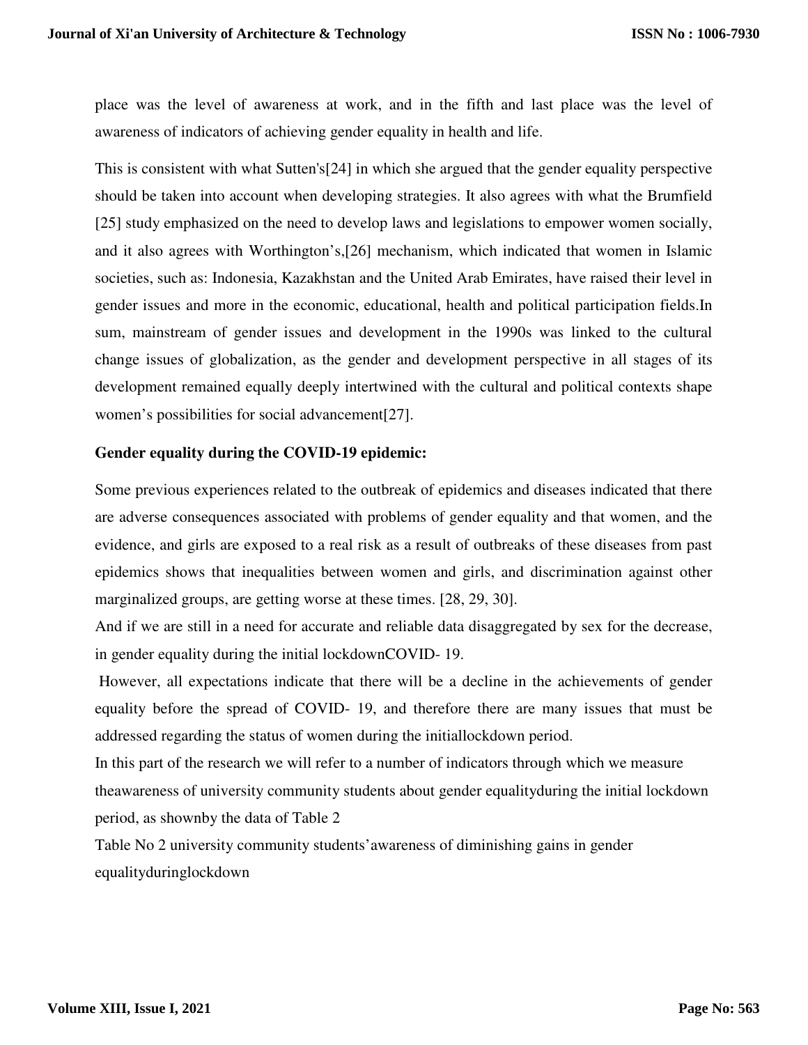place was the level of awareness at work, and in the fifth and last place was the level of awareness of indicators of achieving gender equality in health and life.

This is consistent with what Sutten's[24] in which she argued that the gender equality perspective should be taken into account when developing strategies. It also agrees with what the Brumfield [25] study emphasized on the need to develop laws and legislations to empower women socially, and it also agrees with Worthington's,[26] mechanism, which indicated that women in Islamic societies, such as: Indonesia, Kazakhstan and the United Arab Emirates, have raised their level in gender issues and more in the economic, educational, health and political participation fields.In sum, mainstream of gender issues and development in the 1990s was linked to the cultural change issues of globalization, as the gender and development perspective in all stages of its development remained equally deeply intertwined with the cultural and political contexts shape women's possibilities for social advancement[27].

**Gender equality during the COVID-19 epidemic:**

Some previous experiences related to the outbreak of epidemics and diseases indicated that there are adverse consequences associated with problems of gender equality and that women, and the evidence, and girls are exposed to a real risk as a result of outbreaks of these diseases from past epidemics shows that inequalities between women and girls, and discrimination against other marginalized groups, are getting worse at these times. [28, 29, 30].

And if we are still in a need for accurate and reliable data disaggregated by sex for the decrease, in gender equality during the initial lockdownCOVID- 19.

However, all expectations indicate that there will be a decline in the achievements of gender equality before the spread of COVID- 19, and therefore there are many issues that must be addressed regarding the status of women during the initiallockdown period.

In this part of the research we will refer to a number of indicators through which we measure theawareness of university community students about gender equalityduring the initial lockdown period, as shownby the data of Table 2

Table No 2 university community students'awareness of diminishing gains in gender equalityduringlockdown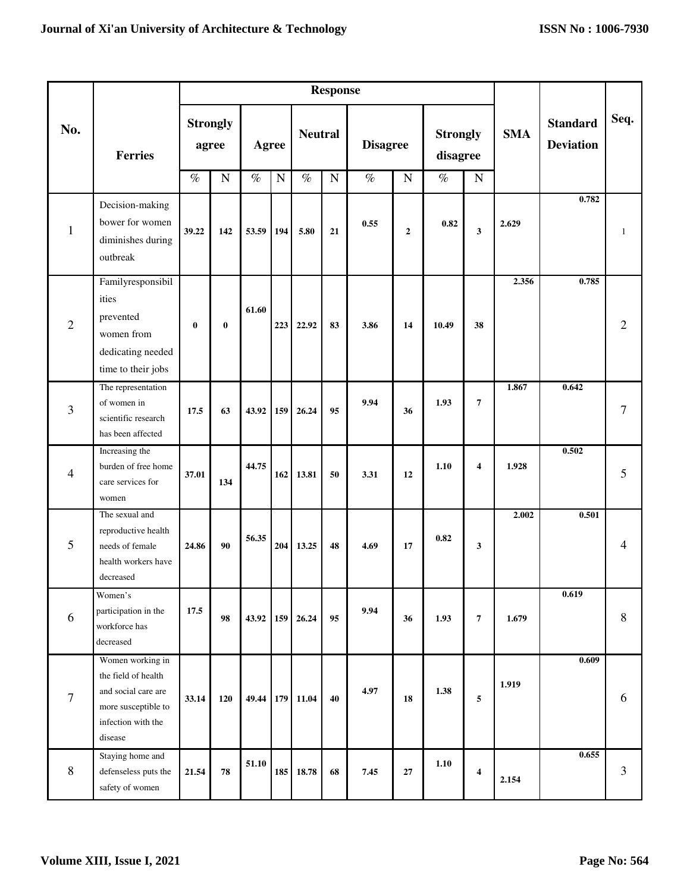| No. | Ferries | Response | | | | | | | | | | SMA | Standard Deviation | Seq. |
|---|---|---|---|---|---|---|---|---|---|---|---|---|---|---|
| | | Strongly agree | | Agree | | Neutral | | Disagree | | Strongly disagree | | | | |
| | | % | N | % | N | % | N | % | N | % | N | | | |
| 1 | Decision-making bower for women diminishes during outbreak | 39.22 | 142 | 53.59 | 194 | 5.80 | 21 | 0.55 | 2 | 0.82 | 3 | 2.629 | 0.782 | 1 |
| 2 | Familyresponsibilities prevented women from dedicating needed time to their jobs | 0 | 0 | 61.60 | 223 | 22.92 | 83 | 3.86 | 14 | 10.49 | 38 | 2.356 | 0.785 | 2 |
| 3 | The representation of women in scientific research has been affected | 17.5 | 63 | 43.92 | 159 | 26.24 | 95 | 9.94 | 36 | 1.93 | 7 | 1.867 | 0.642 | 7 |
| 4 | Increasing the burden of free home care services for women | 37.01 | 134 | 44.75 | 162 | 13.81 | 50 | 3.31 | 12 | 1.10 | 4 | 1.928 | 0.502 | 5 |
| 5 | The sexual and reproductive health needs of female health workers have decreased | 24.86 | 90 | 56.35 | 204 | 13.25 | 48 | 4.69 | 17 | 0.82 | 3 | 2.002 | 0.501 | 4 |
| 6 | Women's participation in the workforce has decreased | 17.5 | 98 | 43.92 | 159 | 26.24 | 95 | 9.94 | 36 | 1.93 | 7 | 1.679 | 0.619 | 8 |
| 7 | Women working in the field of health and social care are more susceptible to infection with the disease | 33.14 | 120 | 49.44 | 179 | 11.04 | 40 | 4.97 | 18 | 1.38 | 5 | 1.919 | 0.609 | 6 |
| 8 | Staying home and defenseless puts the safety of women | 21.54 | 78 | 51.10 | 185 | 18.78 | 68 | 7.45 | 27 | 1.10 | 4 | 2.154 | 0.655 | 3 |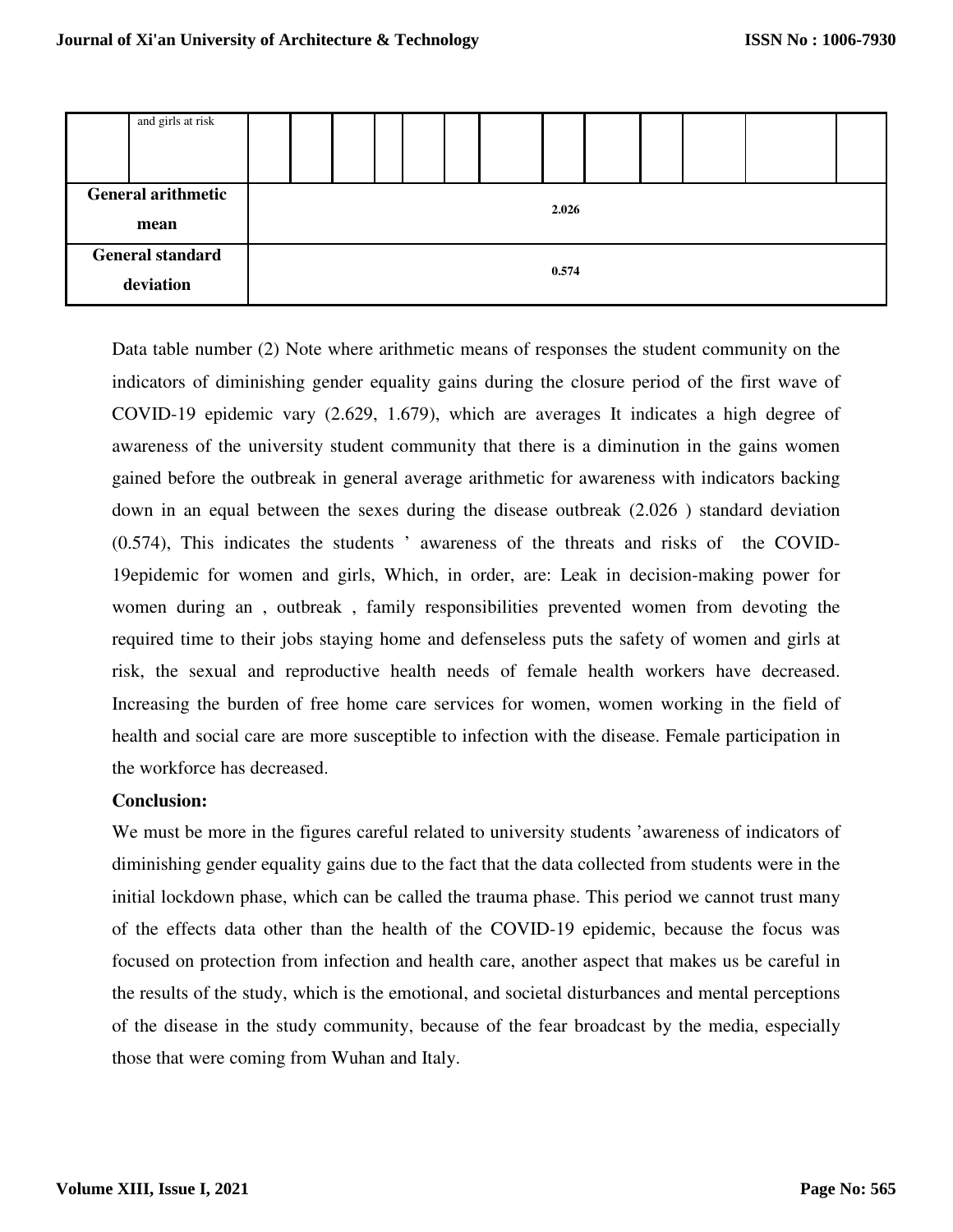| | and girls at risk | | | | | | | | | | | | | |
|---|---|---|---|---|---|---|---|---|---|---|---|---|---|---|
| **General arithmetic mean** | | **2.026** | | | | | | | | | | | | |
| **General standard deviation** | | **0.574** | | | | | | | | | | | | |

Data table number (2) Note where arithmetic means of responses the student community on the indicators of diminishing gender equality gains during the closure period of the first wave of COVID-19 epidemic vary (2.629, 1.679), which are averages It indicates a high degree of awareness of the university student community that there is a diminution in the gains women gained before the outbreak in general average arithmetic for awareness with indicators backing down in an equal between the sexes during the disease outbreak (2.026 ) standard deviation (0.574), This indicates the students ' awareness of the threats and risks of the COVID-19epidemic for women and girls, Which, in order, are: Leak in decision-making power for women during an , outbreak , family responsibilities prevented women from devoting the required time to their jobs staying home and defenseless puts the safety of women and girls at risk, the sexual and reproductive health needs of female health workers have decreased. Increasing the burden of free home care services for women, women working in the field of health and social care are more susceptible to infection with the disease. Female participation in the workforce has decreased.

**Conclusion:**

We must be more in the figures careful related to university students 'awareness of indicators of diminishing gender equality gains due to the fact that the data collected from students were in the initial lockdown phase, which can be called the trauma phase. This period we cannot trust many of the effects data other than the health of the COVID-19 epidemic, because the focus was focused on protection from infection and health care, another aspect that makes us be careful in the results of the study, which is the emotional, and societal disturbances and mental perceptions of the disease in the study community, because of the fear broadcast by the media, especially those that were coming from Wuhan and Italy.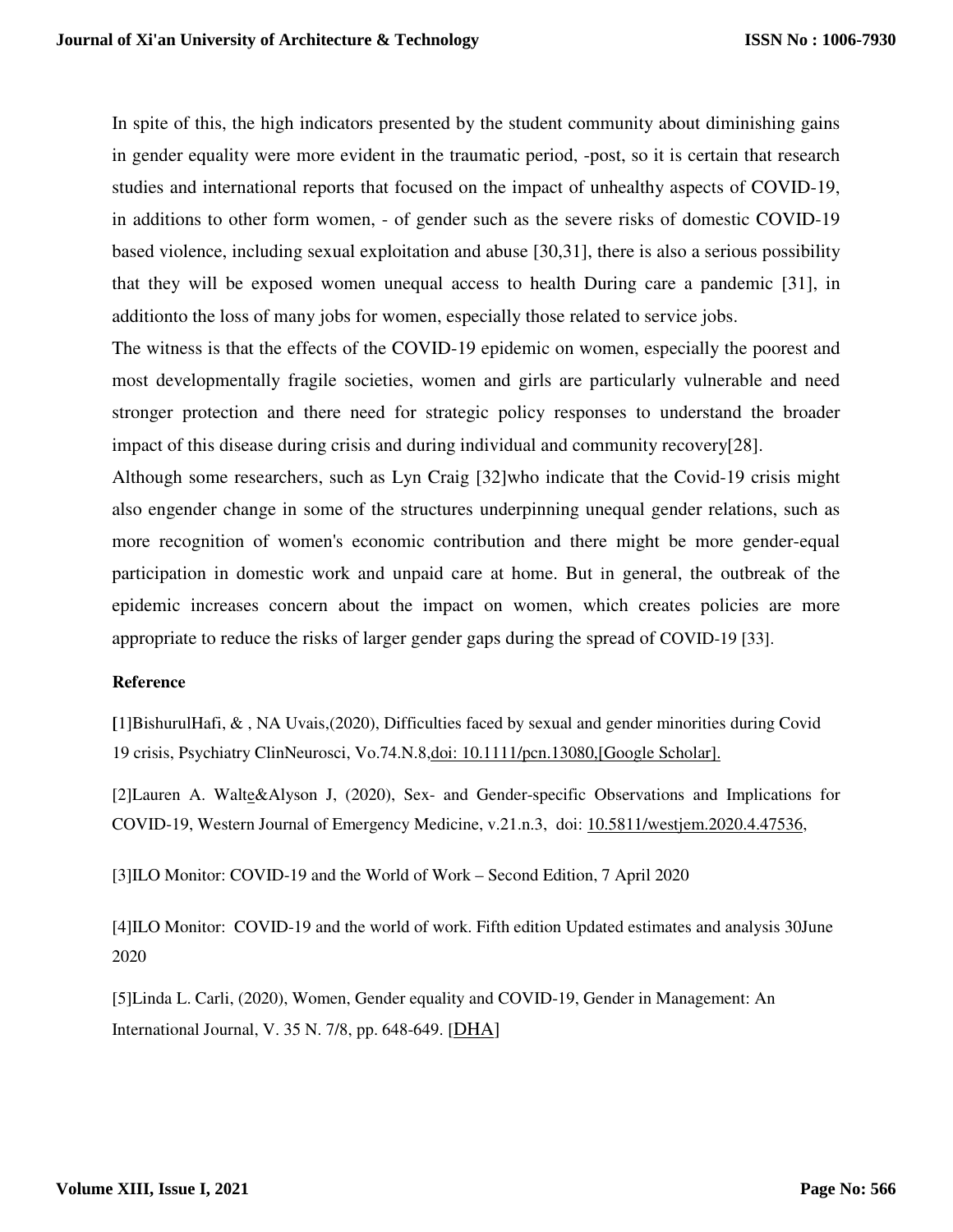In spite of this, the high indicators presented by the student community about diminishing gains in gender equality were more evident in the traumatic period, -post, so it is certain that research studies and international reports that focused on the impact of unhealthy aspects of COVID-19, in additions to other form women, - of gender such as the severe risks of domestic COVID-19 based violence, including sexual exploitation and abuse [30,31], there is also a serious possibility that they will be exposed women unequal access to health During care a pandemic [31], in additionto the loss of many jobs for women, especially those related to service jobs.

The witness is that the effects of the COVID-19 epidemic on women, especially the poorest and most developmentally fragile societies, women and girls are particularly vulnerable and need stronger protection and there need for strategic policy responses to understand the broader impact of this disease during crisis and during individual and community recovery[28].

Although some researchers, such as Lyn Craig [32]who indicate that the Covid-19 crisis might also engender change in some of the structures underpinning unequal gender relations, such as more recognition of women's economic contribution and there might be more gender-equal participation in domestic work and unpaid care at home. But in general, the outbreak of the epidemic increases concern about the impact on women, which creates policies are more appropriate to reduce the risks of larger gender gaps during the spread of COVID-19 [33].

**Reference**

[1]BishurulHafi, & , NA Uvais,(2020), Difficulties faced by sexual and gender minorities during Covid 19 crisis, Psychiatry ClinNeurosci, Vo.74.N.8,doi: 10.1111/pcn.13080,[Google Scholar].

[2]Lauren A. Walte&Alyson J, (2020), Sex- and Gender-specific Observations and Implications for COVID-19, Western Journal of Emergency Medicine, v.21.n.3, doi: 10.5811/westjem.2020.4.47536,

[3]ILO Monitor: COVID-19 and the World of Work – Second Edition, 7 April 2020

[4]ILO Monitor: COVID-19 and the world of work. Fifth edition Updated estimates and analysis 30June 2020

[5]Linda L. Carli, (2020), Women, Gender equality and COVID-19, Gender in Management: An International Journal, V. 35 N. 7/8, pp. 648-649. [DHA]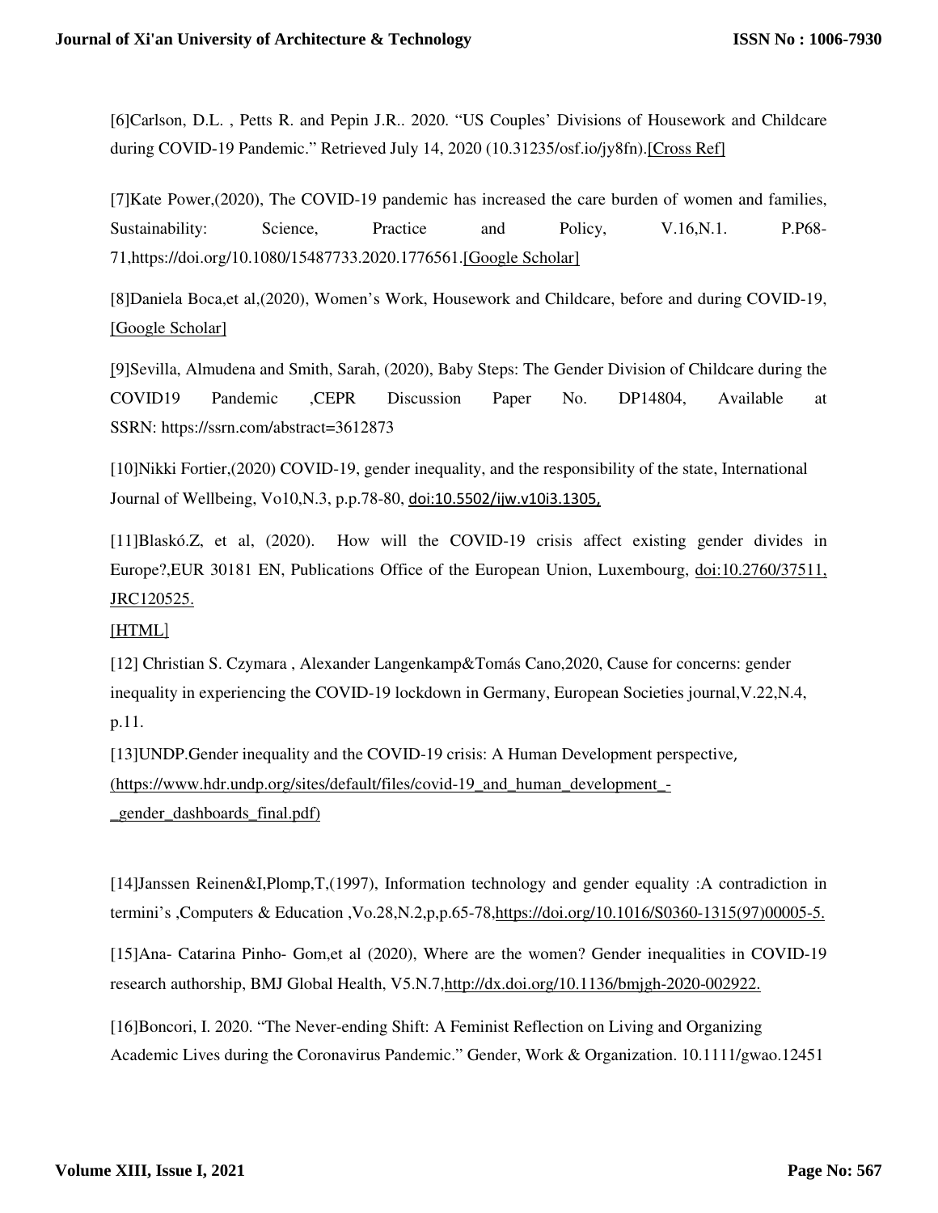[6]Carlson, D.L. , Petts R. and Pepin J.R.. 2020. "US Couples' Divisions of Housework and Childcare during COVID-19 Pandemic." Retrieved July 14, 2020 (10.31235/osf.io/jy8fn).[Cross Ref]

[7]Kate Power,(2020), The COVID-19 pandemic has increased the care burden of women and families, Sustainability: Science, Practice and Policy, V.16,N.1. P.P68-71,https://doi.org/10.1080/15487733.2020.1776561.[Google Scholar]

[8]Daniela Boca,et al,(2020), Women's Work, Housework and Childcare, before and during COVID-19, [Google Scholar]

[9]Sevilla, Almudena and Smith, Sarah, (2020), Baby Steps: The Gender Division of Childcare during the COVID19 Pandemic ,CEPR Discussion Paper No. DP14804, Available at SSRN: https://ssrn.com/abstract=3612873

[10]Nikki Fortier,(2020) COVID-19, gender inequality, and the responsibility of the state, International Journal of Wellbeing, Vo10,N.3, p.p.78-80, doi:10.5502/ijw.v10i3.1305,

[11]Blaskó.Z, et al, (2020). How will the COVID-19 crisis affect existing gender divides in Europe?,EUR 30181 EN, Publications Office of the European Union, Luxembourg, doi:10.2760/37511, JRC120525.

[HTML]

[12] Christian S. Czymara , Alexander Langenkamp&Tomás Cano,2020, Cause for concerns: gender inequality in experiencing the COVID-19 lockdown in Germany, European Societies journal,V.22,N.4, p.11.

[13]UNDP.Gender inequality and the COVID-19 crisis: A Human Development perspective, (https://www.hdr.undp.org/sites/default/files/covid-19_and_human_development_-_gender_dashboards_final.pdf)

[14]Janssen Reinen&I,Plomp,T,(1997), Information technology and gender equality :A contradiction in termini's ,Computers & Education ,Vo.28,N.2,p,p.65-78,https://doi.org/10.1016/S0360-1315(97)00005-5.

[15]Ana- Catarina Pinho- Gom,et al (2020), Where are the women? Gender inequalities in COVID-19 research authorship, BMJ Global Health, V5.N.7,http://dx.doi.org/10.1136/bmjgh-2020-002922.

[16]Boncori, I. 2020. "The Never-ending Shift: A Feminist Reflection on Living and Organizing Academic Lives during the Coronavirus Pandemic." Gender, Work & Organization. 10.1111/gwao.12451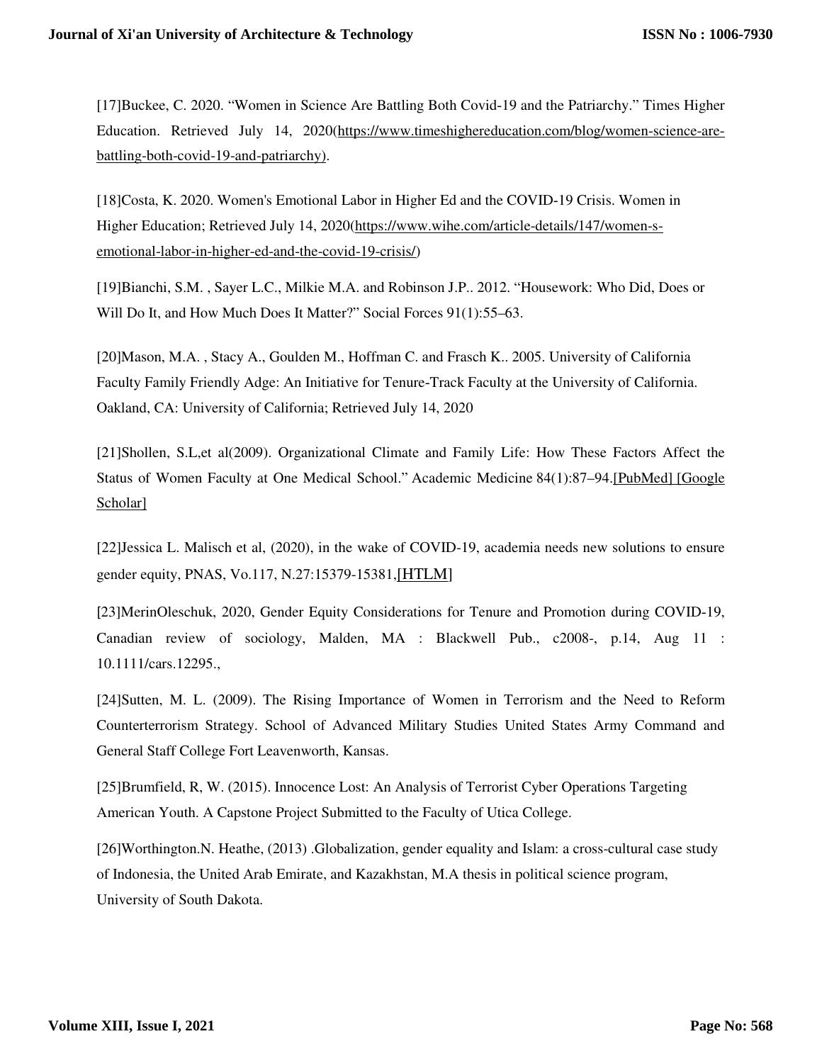[17]Buckee, C. 2020. “Women in Science Are Battling Both Covid-19 and the Patriarchy.” Times Higher Education. Retrieved July 14, 2020(https://www.timeshighereducation.com/blog/women-science-are-battling-both-covid-19-and-patriarchy).

[18]Costa, K. 2020. Women's Emotional Labor in Higher Ed and the COVID-19 Crisis. Women in Higher Education; Retrieved July 14, 2020(https://www.wihe.com/article-details/147/women-s-emotional-labor-in-higher-ed-and-the-covid-19-crisis/)

[19]Bianchi, S.M. , Sayer L.C., Milkie M.A. and Robinson J.P.. 2012. “Housework: Who Did, Does or Will Do It, and How Much Does It Matter?” Social Forces 91(1):55–63.

[20]Mason, M.A. , Stacy A., Goulden M., Hoffman C. and Frasch K.. 2005. University of California Faculty Family Friendly Adge: An Initiative for Tenure-Track Faculty at the University of California. Oakland, CA: University of California; Retrieved July 14, 2020

[21]Shollen, S.L,et al(2009). Organizational Climate and Family Life: How These Factors Affect the Status of Women Faculty at One Medical School.” Academic Medicine 84(1):87–94.[PubMed] [Google Scholar]

[22]Jessica L. Malisch et al, (2020), in the wake of COVID-19, academia needs new solutions to ensure gender equity, PNAS, Vo.117, N.27:15379-15381,[HTLM]

[23]MerinOleschuk, 2020, Gender Equity Considerations for Tenure and Promotion during COVID-19, Canadian review of sociology, Malden, MA : Blackwell Pub., c2008-, p.14, Aug 11 : 10.1111/cars.12295.,

[24]Sutten, M. L. (2009). The Rising Importance of Women in Terrorism and the Need to Reform Counterterrorism Strategy. School of Advanced Military Studies United States Army Command and General Staff College Fort Leavenworth, Kansas.

[25]Brumfield, R, W. (2015). Innocence Lost: An Analysis of Terrorist Cyber Operations Targeting American Youth. A Capstone Project Submitted to the Faculty of Utica College.

[26]Worthington.N. Heathe, (2013) .Globalization, gender equality and Islam: a cross-cultural case study of Indonesia, the United Arab Emirate, and Kazakhstan, M.A thesis in political science program, University of South Dakota.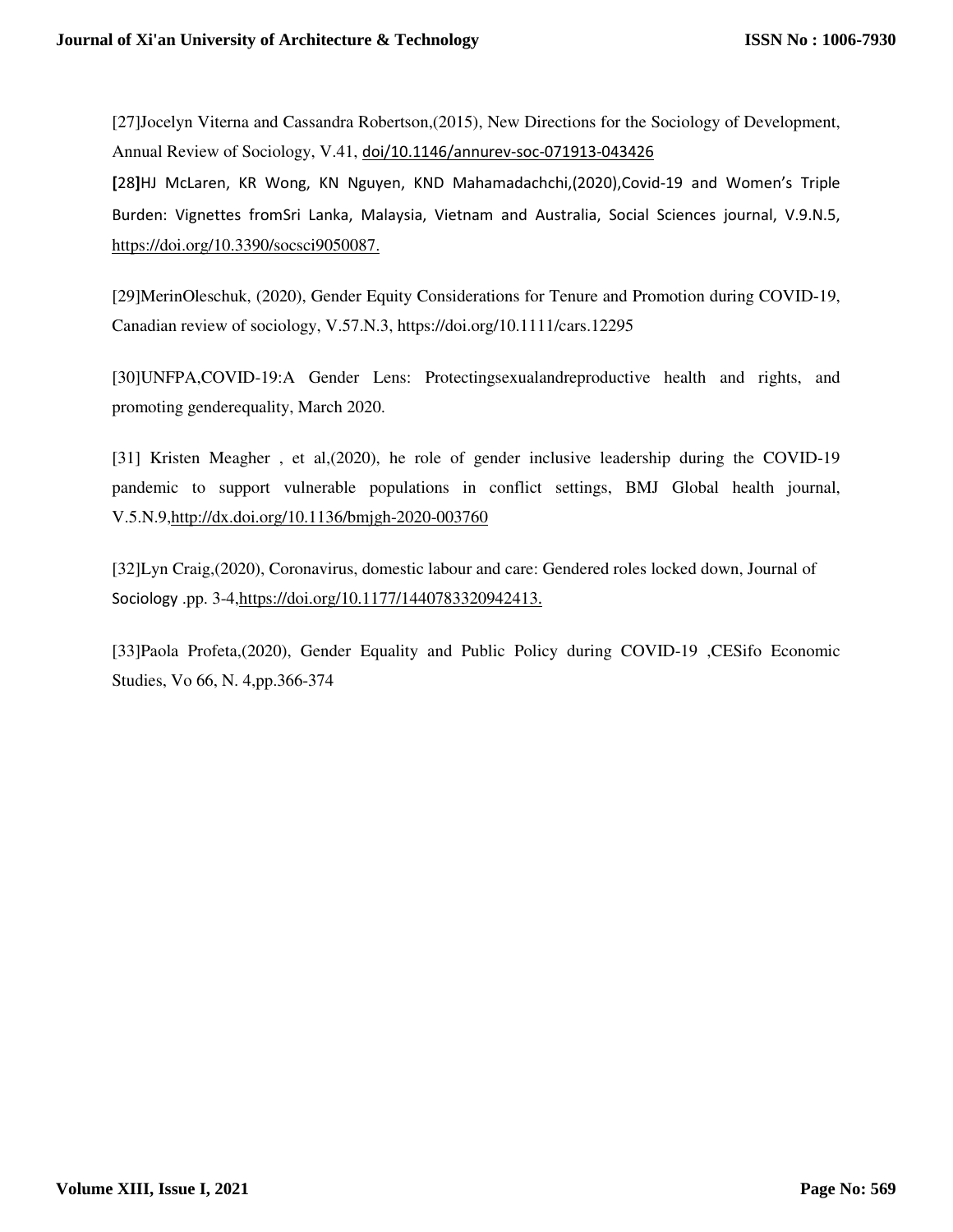[27]Jocelyn Viterna and Cassandra Robertson,(2015), New Directions for the Sociology of Development, Annual Review of Sociology, V.41, doi/10.1146/annurev-soc-071913-043426

[28]HJ McLaren, KR Wong, KN Nguyen, KND Mahamadachchi,(2020),Covid-19 and Women's Triple Burden: Vignettes fromSri Lanka, Malaysia, Vietnam and Australia, Social Sciences journal, V.9.N.5, https://doi.org/10.3390/socsci9050087.

[29]MerinOleschuk, (2020), Gender Equity Considerations for Tenure and Promotion during COVID-19, Canadian review of sociology, V.57.N.3, https://doi.org/10.1111/cars.12295

[30]UNFPA,COVID-19:A Gender Lens: Protectingsexualandreproductive health and rights, and promoting genderequality, March 2020.

[31] Kristen Meagher , et al,(2020), he role of gender inclusive leadership during the COVID-19 pandemic to support vulnerable populations in conflict settings, BMJ Global health journal, V.5.N.9,http://dx.doi.org/10.1136/bmjgh-2020-003760

[32]Lyn Craig,(2020), Coronavirus, domestic labour and care: Gendered roles locked down, Journal of Sociology .pp. 3-4,https://doi.org/10.1177/1440783320942413.

[33]Paola Profeta,(2020), Gender Equality and Public Policy during COVID-19 ,CESifo Economic Studies, Vo 66, N. 4,pp.366-374